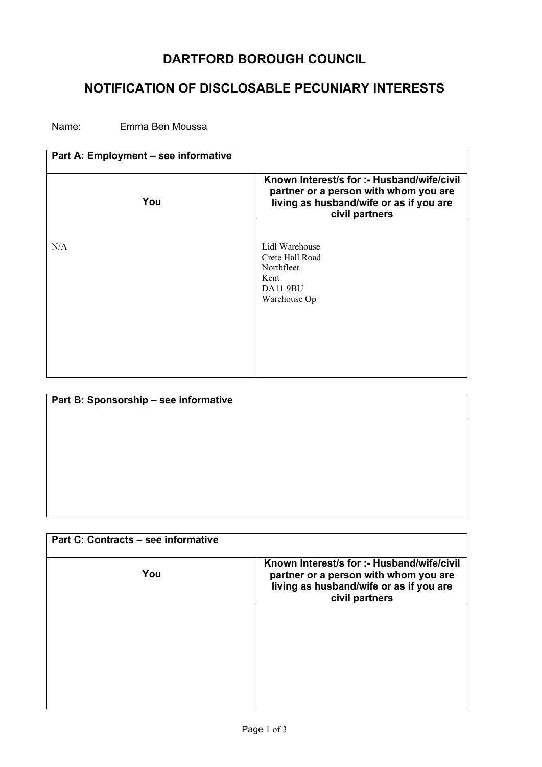# DARTFORD BOROUGH COUNCIL

## NOTIFICATION OF DISCLOSABLE PECUNIARY INTERESTS

Name: Emma Ben Moussa

| **Part A: Employment – see informative** | |
|---|---|
| **You** | **Known Interest/s for :- Husband/wife/civil partner or a person with whom you are living as husband/wife or as if you are civil partners** |
| N/A | Lidl Warehouse<br>Crete Hall Road<br>Northfleet<br>Kent<br>DA11 9BU<br>Warehouse Op |

| **Part B: Sponsorship – see informative** |
|---|
| |

| **Part C: Contracts – see informative** | |
|---|---|
| **You** | **Known Interest/s for :- Husband/wife/civil partner or a person with whom you are living as husband/wife or as if you are civil partners** |
| | |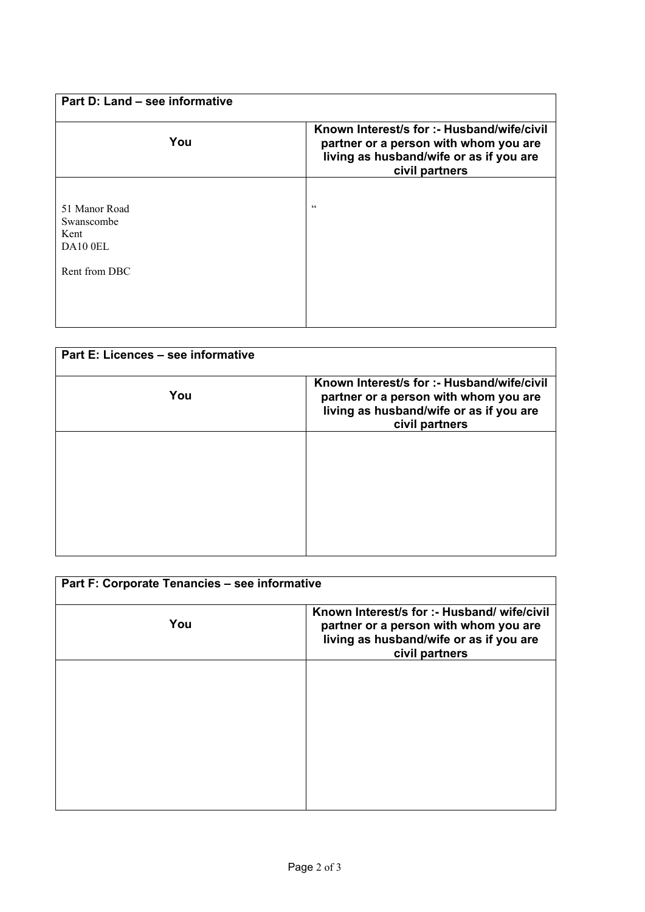| Part D: Land – see informative | |
|---|---|
| **You** | **Known Interest/s for :- Husband/wife/civil partner or a person with whom you are living as husband/wife or as if you are civil partners** |
| 51 Manor Road<br>Swanscombe<br>Kent<br>DA10 0EL<br><br>Rent from DBC | " |

| Part E: Licences – see informative | |
|---|---|
| **You** | **Known Interest/s for :- Husband/wife/civil partner or a person with whom you are living as husband/wife or as if you are civil partners** |
| | |

| Part F: Corporate Tenancies – see informative | |
|---|---|
| **You** | **Known Interest/s for :- Husband/ wife/civil partner or a person with whom you are living as husband/wife or as if you are civil partners** |
| | |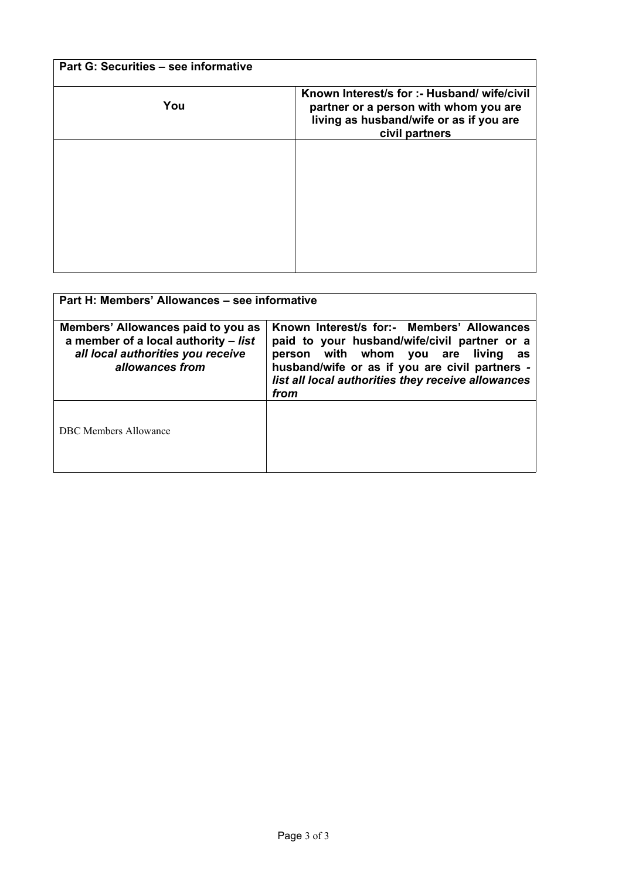| **Part G: Securities – see informative** | |
|---|---|
| **You** | **Known Interest/s for :- Husband/ wife/civil partner or a person with whom you are living as husband/wife or as if you are civil partners** |
| | |

| **Part H: Members' Allowances – see informative** | |
|---|---|
| **Members' Allowances paid to you as a member of a local authority – *list all local authorities you receive allowances from*** | **Known Interest/s for:- Members' Allowances paid to your husband/wife/civil partner or a person with whom you are living as husband/wife or as if you are civil partners - *list all local authorities they receive allowances from*** |
| DBC Members Allowance | |